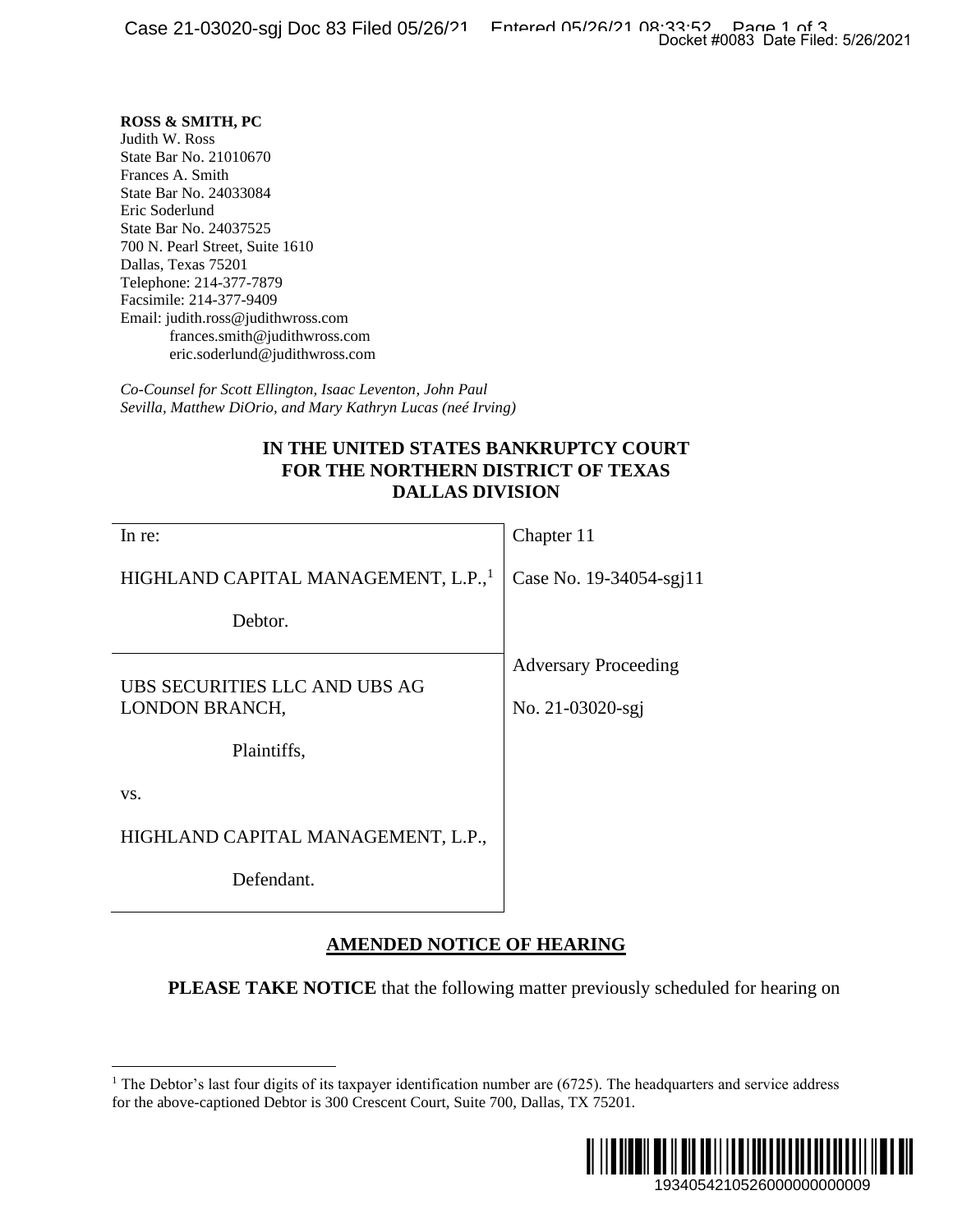**ROSS & SMITH, PC**
Judith W. Ross
State Bar No. 21010670
Frances A. Smith
State Bar No. 24033084
Eric Soderlund
State Bar No. 24037525
700 N. Pearl Street, Suite 1610
Dallas, Texas 75201
Telephone: 214-377-7879
Facsimile: 214-377-9409
Email: judith.ross@judithwross.com
frances.smith@judithwross.com
eric.soderlund@judithwross.com

*Co-Counsel for Scott Ellington, Isaac Leventon, John Paul Sevilla, Matthew DiOrio, and Mary Kathryn Lucas (neé Irving)*

**IN THE UNITED STATES BANKRUPTCY COURT**
**FOR THE NORTHERN DISTRICT OF TEXAS**
**DALLAS DIVISION**

| | |
|---|---|
| In re:<br><br>HIGHLAND CAPITAL MANAGEMENT, L.P.,[1]<br><br>Debtor. | Chapter 11<br><br>Case No. 19-34054-sgj11 |
| UBS SECURITIES LLC AND UBS AG LONDON BRANCH,<br><br>Plaintiffs,<br><br>vs.<br><br>HIGHLAND CAPITAL MANAGEMENT, L.P.,<br><br>Defendant. | Adversary Proceeding<br><br>No. 21-03020-sgj |

**AMENDED NOTICE OF HEARING**

**PLEASE TAKE NOTICE** that the following matter previously scheduled for hearing on

[1] The Debtor's last four digits of its taxpayer identification number are (6725). The headquarters and service address for the above-captioned Debtor is 300 Crescent Court, Suite 700, Dallas, TX 75201.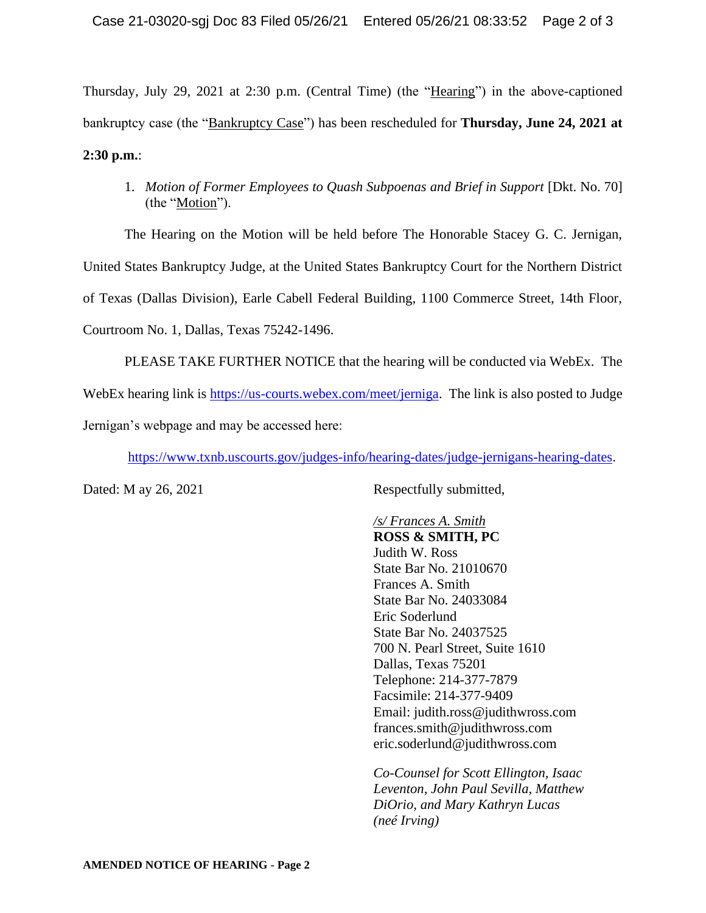Thursday, July 29, 2021 at 2:30 p.m. (Central Time) (the "Hearing") in the above-captioned bankruptcy case (the "Bankruptcy Case") has been rescheduled for **Thursday, June 24, 2021 at 2:30 p.m.**:

1. *Motion of Former Employees to Quash Subpoenas and Brief in Support* [Dkt. No. 70] (the "Motion").

The Hearing on the Motion will be held before The Honorable Stacey G. C. Jernigan, United States Bankruptcy Judge, at the United States Bankruptcy Court for the Northern District of Texas (Dallas Division), Earle Cabell Federal Building, 1100 Commerce Street, 14th Floor, Courtroom No. 1, Dallas, Texas 75242-1496.

PLEASE TAKE FURTHER NOTICE that the hearing will be conducted via WebEx. The WebEx hearing link is https://us-courts.webex.com/meet/jerniga. The link is also posted to Judge Jernigan's webpage and may be accessed here:

https://www.txnb.uscourts.gov/judges-info/hearing-dates/judge-jernigans-hearing-dates.

Dated: M ay 26, 2021

Respectfully submitted,

*/s/ Frances A. Smith*
**ROSS & SMITH, PC**
Judith W. Ross
State Bar No. 21010670
Frances A. Smith
State Bar No. 24033084
Eric Soderlund
State Bar No. 24037525
700 N. Pearl Street, Suite 1610
Dallas, Texas 75201
Telephone: 214-377-7879
Facsimile: 214-377-9409
Email: judith.ross@judithwross.com
frances.smith@judithwross.com
eric.soderlund@judithwross.com

*Co-Counsel for Scott Ellington, Isaac Leventon, John Paul Sevilla, Matthew DiOrio, and Mary Kathryn Lucas (neé Irving)*

**AMENDED NOTICE OF HEARING - Page 2**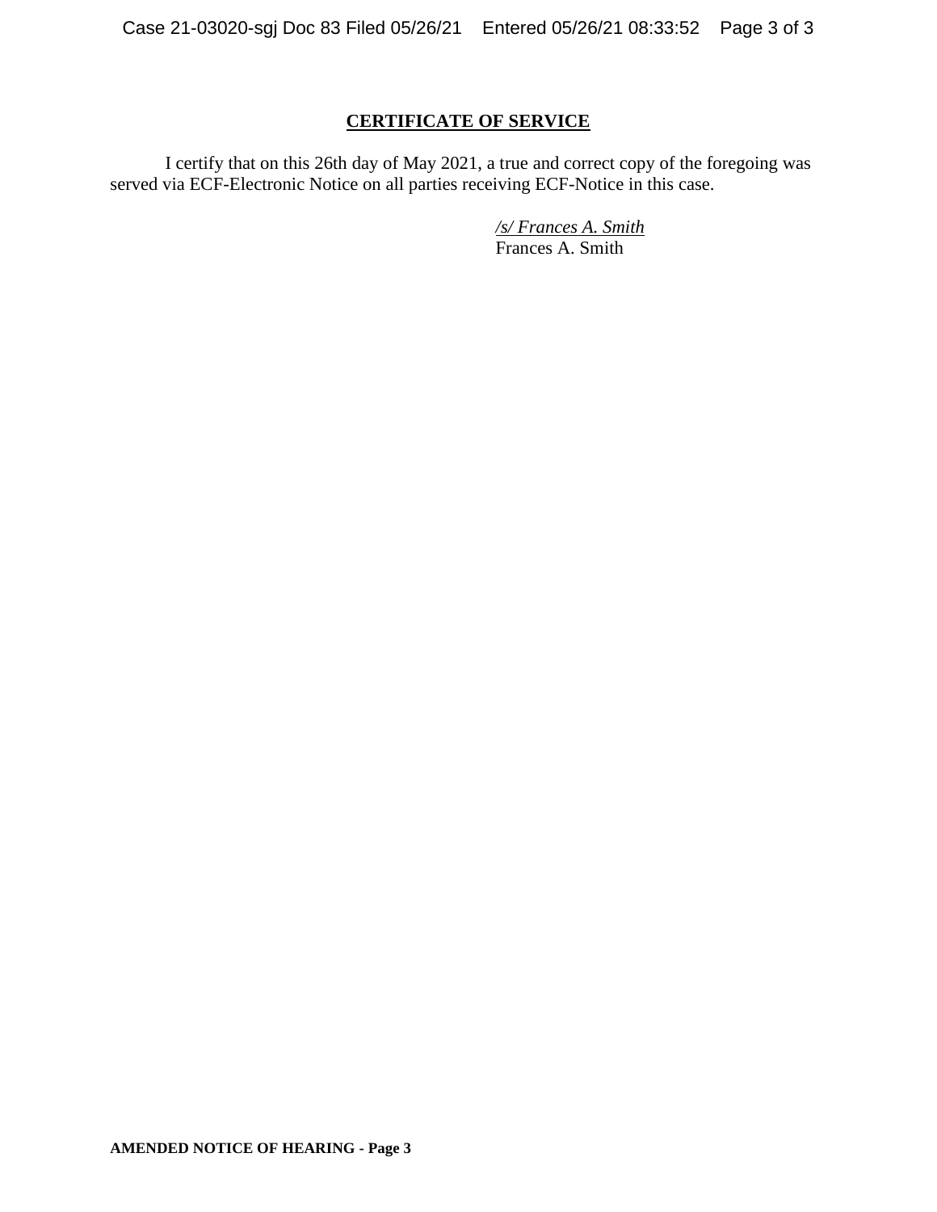## **CERTIFICATE OF SERVICE**

I certify that on this 26th day of May 2021, a true and correct copy of the foregoing was served via ECF-Electronic Notice on all parties receiving ECF-Notice in this case.

*/s/ Frances A. Smith*
Frances A. Smith